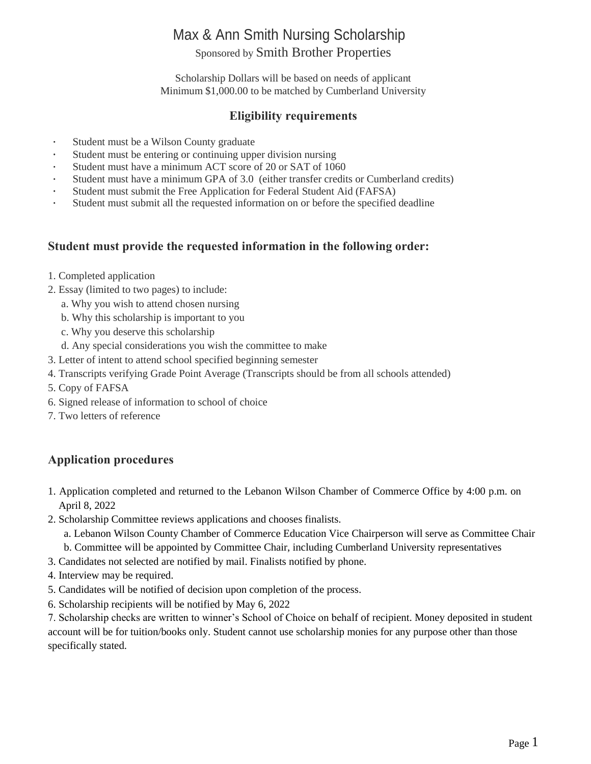# Max & Ann Smith Nursing Scholarship

Sponsored by Smith Brother Properties

Scholarship Dollars will be based on needs of applicant
Minimum $1,000.00 to be matched by Cumberland University

## Eligibility requirements

- Student must be a Wilson County graduate
- Student must be entering or continuing upper division nursing
- Student must have a minimum ACT score of 20 or SAT of 1060
- Student must have a minimum GPA of 3.0 (either transfer credits or Cumberland credits)
- Student must submit the Free Application for Federal Student Aid (FAFSA)
- Student must submit all the requested information on or before the specified deadline

## Student must provide the requested information in the following order:

1. Completed application
2. Essay (limited to two pages) to include:
   a. Why you wish to attend chosen nursing
   b. Why this scholarship is important to you
   c. Why you deserve this scholarship
   d. Any special considerations you wish the committee to make
3. Letter of intent to attend school specified beginning semester
4. Transcripts verifying Grade Point Average (Transcripts should be from all schools attended)
5. Copy of FAFSA
6. Signed release of information to school of choice
7. Two letters of reference

## Application procedures

1. Application completed and returned to the Lebanon Wilson Chamber of Commerce Office by 4:00 p.m. on April 8, 2022
2. Scholarship Committee reviews applications and chooses finalists.
   a. Lebanon Wilson County Chamber of Commerce Education Vice Chairperson will serve as Committee Chair
   b. Committee will be appointed by Committee Chair, including Cumberland University representatives
3. Candidates not selected are notified by mail. Finalists notified by phone.
4. Interview may be required.
5. Candidates will be notified of decision upon completion of the process.
6. Scholarship recipients will be notified by May 6, 2022
7. Scholarship checks are written to winner's School of Choice on behalf of recipient. Money deposited in student account will be for tuition/books only. Student cannot use scholarship monies for any purpose other than those specifically stated.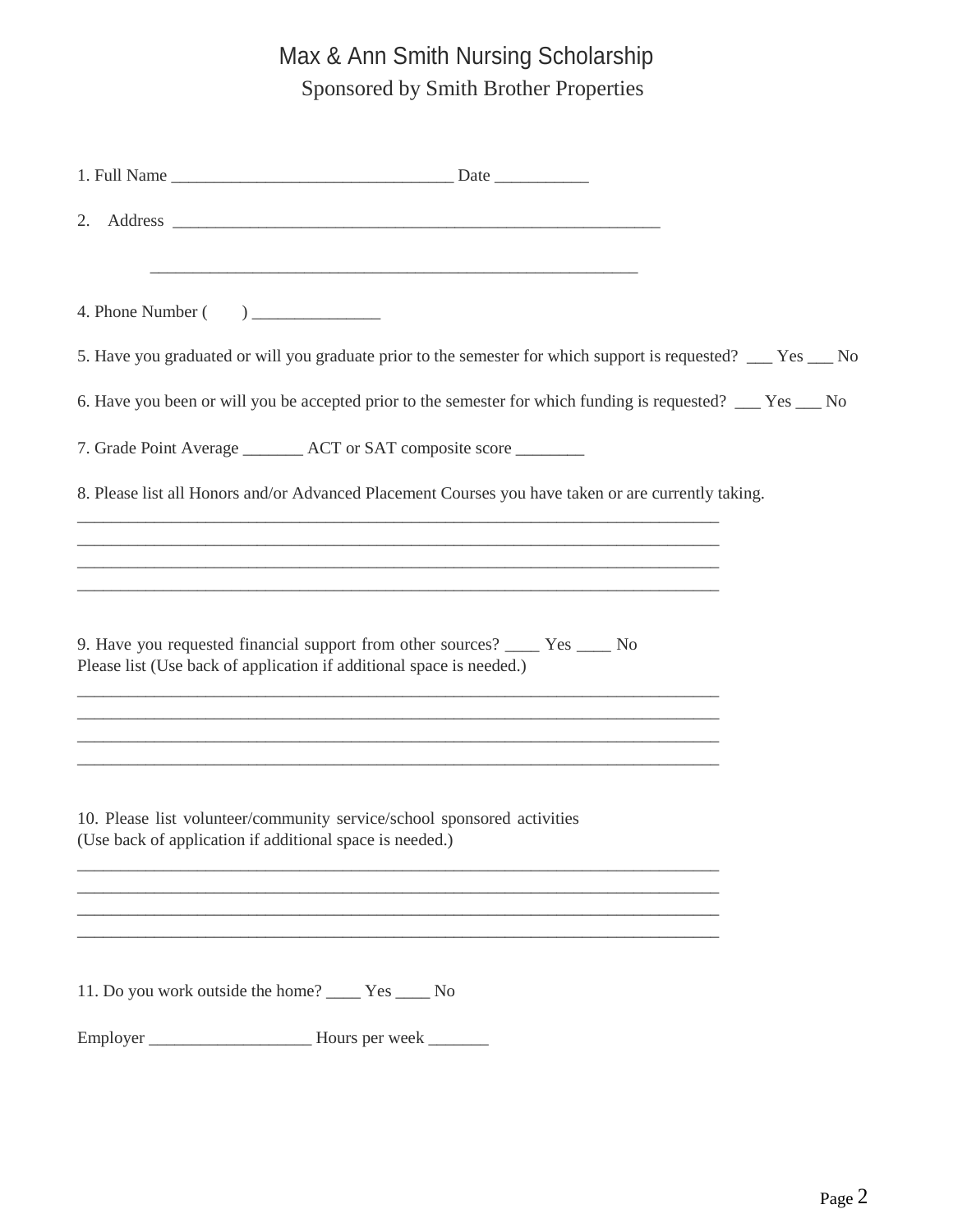# Max & Ann Smith Nursing Scholarship

Sponsored by Smith Brother Properties

1. Full Name _________________________________ Date ___________

2. Address ___________________________________________________________

   ___________________________________________________________

4. Phone Number (       ) _______________

5. Have you graduated or will you graduate prior to the semester for which support is requested? ___ Yes ___ No

6. Have you been or will you be accepted prior to the semester for which funding is requested? ___ Yes ___ No

7. Grade Point Average _______ ACT or SAT composite score ________

8. Please list all Honors and/or Advanced Placement Courses you have taken or are currently taking.

________________________________________________________________________________
________________________________________________________________________________
________________________________________________________________________________
________________________________________________________________________________

9. Have you requested financial support from other sources? ____ Yes ____ No
Please list (Use back of application if additional space is needed.)

________________________________________________________________________________
________________________________________________________________________________
________________________________________________________________________________
________________________________________________________________________________

10. Please list volunteer/community service/school sponsored activities
(Use back of application if additional space is needed.)

________________________________________________________________________________
________________________________________________________________________________
________________________________________________________________________________
________________________________________________________________________________

11. Do you work outside the home? ____ Yes ____ No

Employer ___________________ Hours per week _______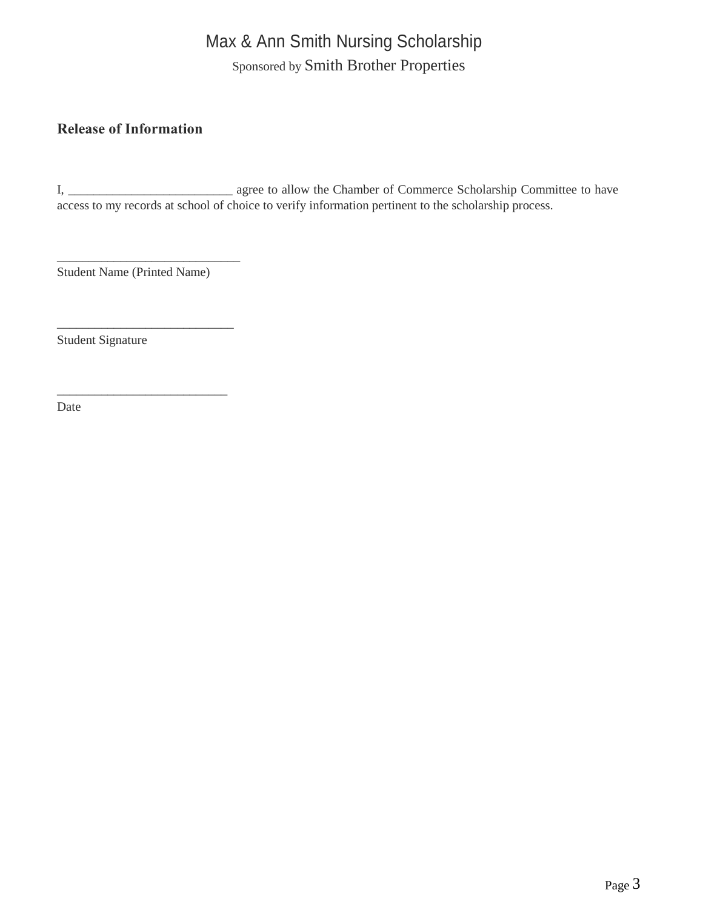# Max & Ann Smith Nursing Scholarship

Sponsored by Smith Brother Properties

## Release of Information

I, __________________________ agree to allow the Chamber of Commerce Scholarship Committee to have access to my records at school of choice to verify information pertinent to the scholarship process.

_____________________________
Student Name (Printed Name)

____________________________
Student Signature

___________________________
Date